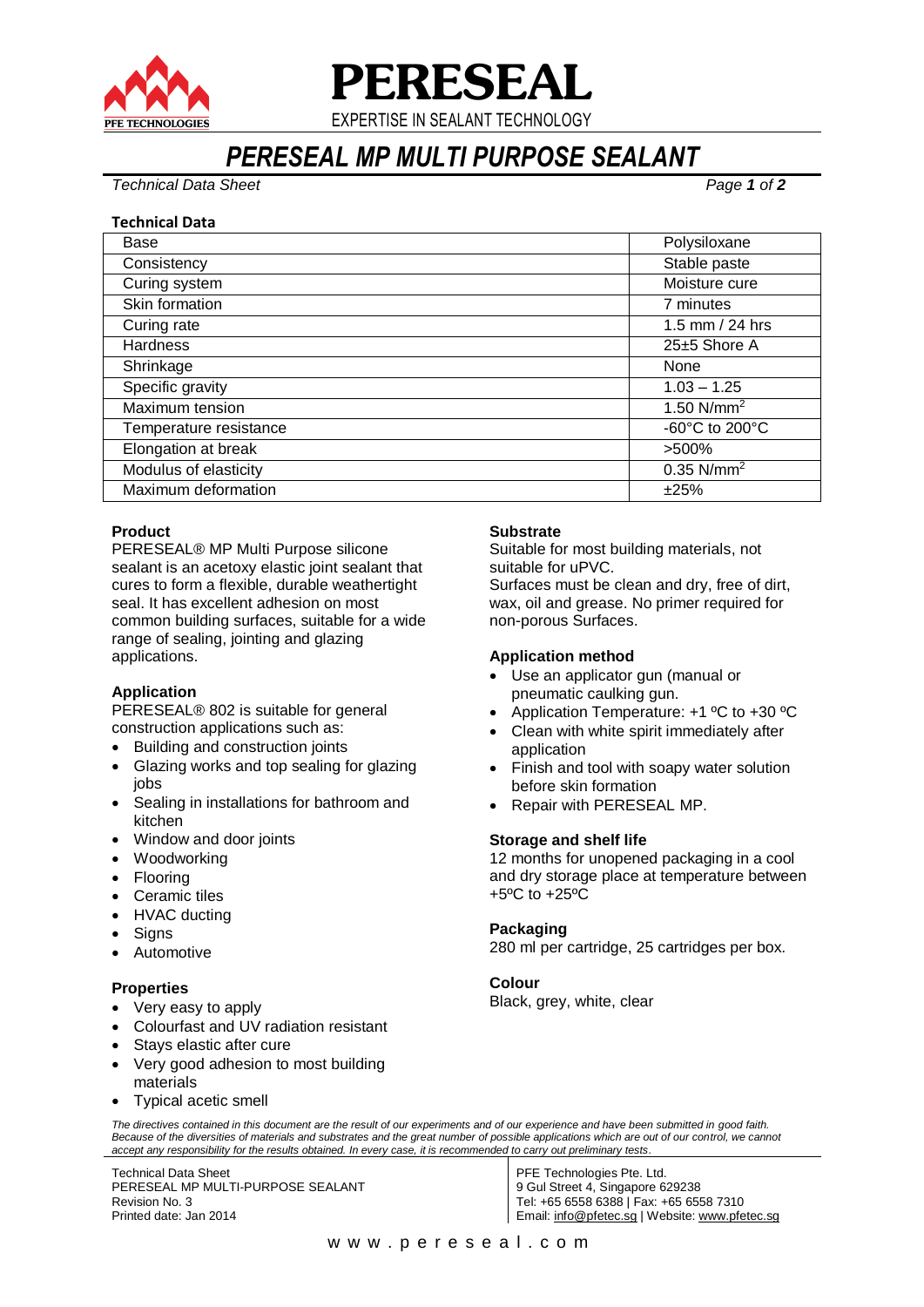# PERESEAL

EXPERTISE IN SEALANT TECHNOLOGY

## *PERESEAL MP MULTI PURPOSE SEALANT*

*Technical Data Sheet*

**Technical Data**

| | |
|---|---|
| Base | Polysiloxane |
| Consistency | Stable paste |
| Curing system | Moisture cure |
| Skin formation | 7 minutes |
| Curing rate | 1.5 mm / 24 hrs |
| Hardness | 25±5 Shore A |
| Shrinkage | None |
| Specific gravity | 1.03 – 1.25 |
| Maximum tension | 1.50 N/mm$^2$ |
| Temperature resistance | -60°C to 200°C |
| Elongation at break | >500% |
| Modulus of elasticity | 0.35 N/mm$^2$ |
| Maximum deformation | ±25% |

### Product

PERESEAL® MP Multi Purpose silicone sealant is an acetoxy elastic joint sealant that cures to form a flexible, durable weathertight seal. It has excellent adhesion on most common building surfaces, suitable for a wide range of sealing, jointing and glazing applications.

### Application

PERESEAL® 802 is suitable for general construction applications such as:

- Building and construction joints
- Glazing works and top sealing for glazing jobs
- Sealing in installations for bathroom and kitchen
- Window and door joints
- Woodworking
- Flooring
- Ceramic tiles
- HVAC ducting
- Signs
- Automotive

### Properties

- Very easy to apply
- Colourfast and UV radiation resistant
- Stays elastic after cure
- Very good adhesion to most building materials
- Typical acetic smell

### Substrate

Suitable for most building materials, not suitable for uPVC.

Surfaces must be clean and dry, free of dirt, wax, oil and grease. No primer required for non-porous Surfaces.

### Application method

- Use an applicator gun (manual or pneumatic caulking gun.
- Application Temperature: +1 ºC to +30 ºC
- Clean with white spirit immediately after application
- Finish and tool with soapy water solution before skin formation
- Repair with PERESEAL MP.

### Storage and shelf life

12 months for unopened packaging in a cool and dry storage place at temperature between +5ºC to +25ºC

### Packaging

280 ml per cartridge, 25 cartridges per box.

### Colour

Black, grey, white, clear

*The directives contained in this document are the result of our experiments and of our experience and have been submitted in good faith. Because of the diversities of materials and substrates and the great number of possible applications which are out of our control, we cannot accept any responsibility for the results obtained. In every case, it is recommended to carry out preliminary tests.*

Technical Data Sheet
PERESEAL MP MULTI-PURPOSE SEALANT
Revision No. 3
Printed date: Jan 2014

PFE Technologies Pte. Ltd.
9 Gul Street 4, Singapore 629238
Tel: +65 6558 6388 | Fax: +65 6558 7310
Email: info@pfetec.sg | Website: www.pfetec.sg

www.pereseal.com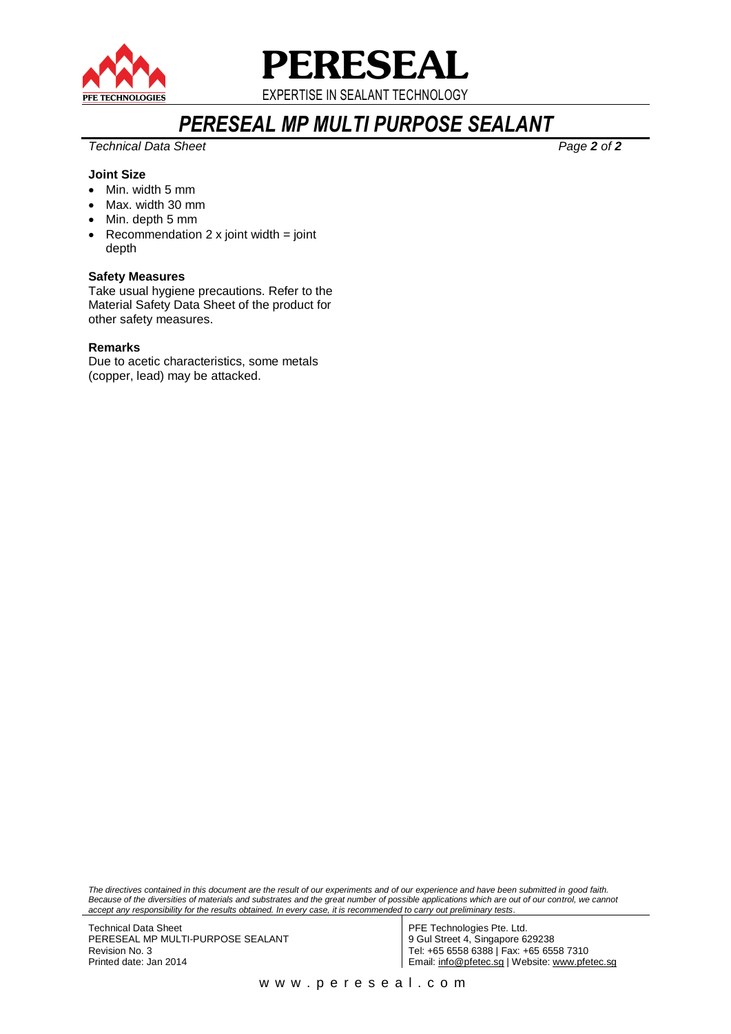## Joint Size

- Min. width 5 mm
- Max. width 30 mm
- Min. depth 5 mm
- Recommendation 2 x joint width = joint depth

## Safety Measures

Take usual hygiene precautions. Refer to the Material Safety Data Sheet of the product for other safety measures.

## Remarks

Due to acetic characteristics, some metals (copper, lead) may be attacked.

*The directives contained in this document are the result of our experiments and of our experience and have been submitted in good faith. Because of the diversities of materials and substrates and the great number of possible applications which are out of our control, we cannot accept any responsibility for the results obtained. In every case, it is recommended to carry out preliminary tests.*

Technical Data Sheet
PERESEAL MP MULTI-PURPOSE SEALANT
Revision No. 3
Printed date: Jan 2014

PFE Technologies Pte. Ltd.
9 Gul Street 4, Singapore 629238
Tel: +65 6558 6388 | Fax: +65 6558 7310
Email: info@pfetec.sg | Website: www.pfetec.sg